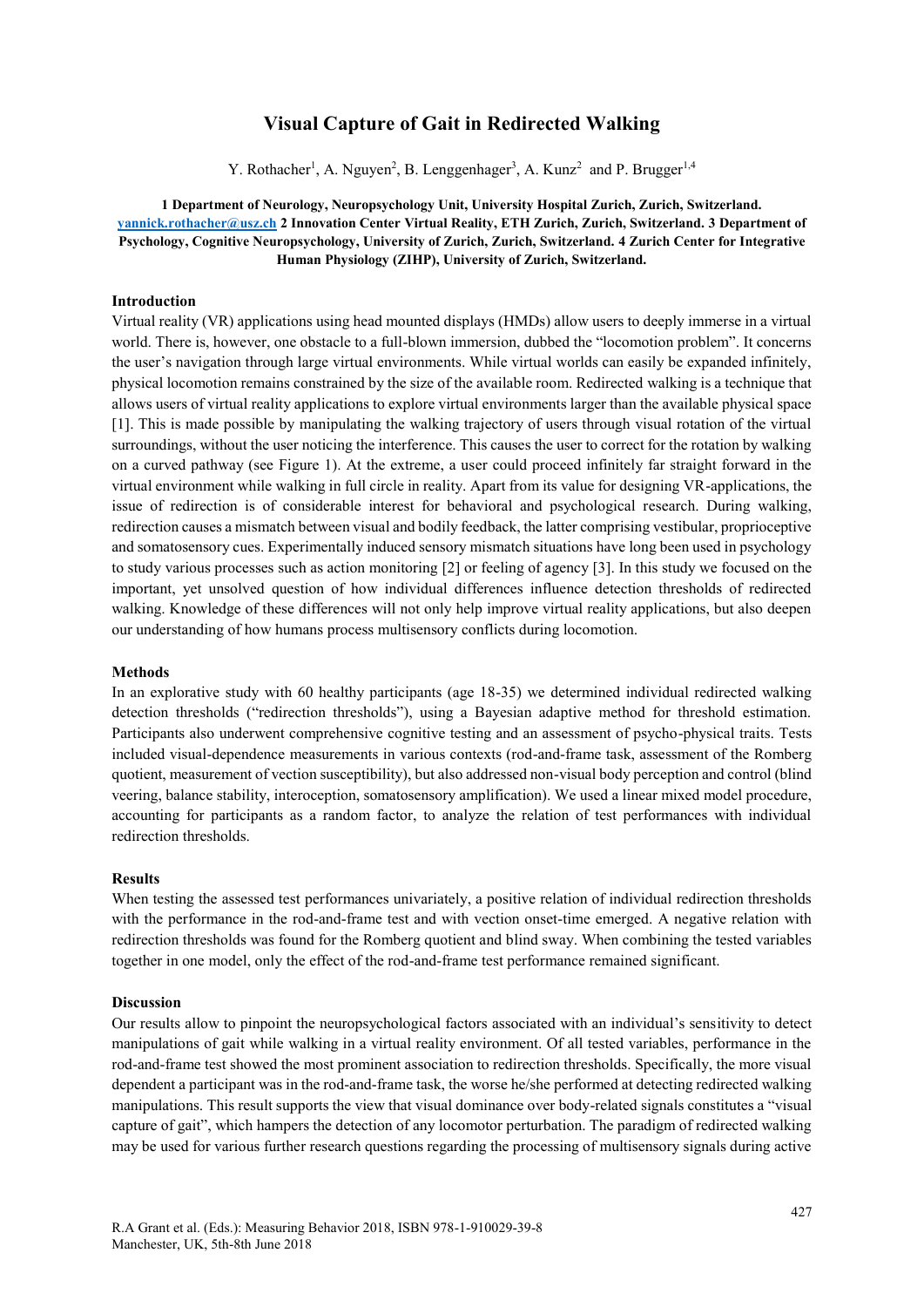# Visual Capture of Gait in Redirected Walking

Y. Rothacher[1], A. Nguyen[2], B. Lenggenhager[3], A. Kunz[2] and P. Brugger[1,4]

**1 Department of Neurology, Neuropsychology Unit, University Hospital Zurich, Zurich, Switzerland. yannick.rothacher@usz.ch 2 Innovation Center Virtual Reality, ETH Zurich, Zurich, Switzerland. 3 Department of Psychology, Cognitive Neuropsychology, University of Zurich, Zurich, Switzerland. 4 Zurich Center for Integrative Human Physiology (ZIHP), University of Zurich, Zurich, Switzerland.**

## Introduction

Virtual reality (VR) applications using head mounted displays (HMDs) allow users to deeply immerse in a virtual world. There is, however, one obstacle to a full-blown immersion, dubbed the "locomotion problem". It concerns the user's navigation through large virtual environments. While virtual worlds can easily be expanded infinitely, physical locomotion remains constrained by the size of the available room. Redirected walking is a technique that allows users of virtual reality applications to explore virtual environments larger than the available physical space [1]. This is made possible by manipulating the walking trajectory of users through visual rotation of the virtual surroundings, without the user noticing the interference. This causes the user to correct for the rotation by walking on a curved pathway (see Figure 1). At the extreme, a user could proceed infinitely far straight forward in the virtual environment while walking in full circle in reality. Apart from its value for designing VR-applications, the issue of redirection is of considerable interest for behavioral and psychological research. During walking, redirection causes a mismatch between visual and bodily feedback, the latter comprising vestibular, proprioceptive and somatosensory cues. Experimentally induced sensory mismatch situations have long been used in psychology to study various processes such as action monitoring [2] or feeling of agency [3]. In this study we focused on the important, yet unsolved question of how individual differences influence detection thresholds of redirected walking. Knowledge of these differences will not only help improve virtual reality applications, but also deepen our understanding of how humans process multisensory conflicts during locomotion.

## Methods

In an explorative study with 60 healthy participants (age 18-35) we determined individual redirected walking detection thresholds ("redirection thresholds"), using a Bayesian adaptive method for threshold estimation. Participants also underwent comprehensive cognitive testing and an assessment of psycho-physical traits. Tests included visual-dependence measurements in various contexts (rod-and-frame task, assessment of the Romberg quotient, measurement of vection susceptibility), but also addressed non-visual body perception and control (blind veering, balance stability, interoception, somatosensory amplification). We used a linear mixed model procedure, accounting for participants as a random factor, to analyze the relation of test performances with individual redirection thresholds.

## Results

When testing the assessed test performances univariately, a positive relation of individual redirection thresholds with the performance in the rod-and-frame test and with vection onset-time emerged. A negative relation with redirection thresholds was found for the Romberg quotient and blind sway. When combining the tested variables together in one model, only the effect of the rod-and-frame test performance remained significant.

## Discussion

Our results allow to pinpoint the neuropsychological factors associated with an individual's sensitivity to detect manipulations of gait while walking in a virtual reality environment. Of all tested variables, performance in the rod-and-frame test showed the most prominent association to redirection thresholds. Specifically, the more visual dependent a participant was in the rod-and-frame task, the worse he/she performed at detecting redirected walking manipulations. This result supports the view that visual dominance over body-related signals constitutes a "visual capture of gait", which hampers the detection of any locomotor perturbation. The paradigm of redirected walking may be used for various further research questions regarding the processing of multisensory signals during active

R.A Grant et al. (Eds.): Measuring Behavior 2018, ISBN 978-1-910029-39-8
Manchester, UK, 5th-8th June 2018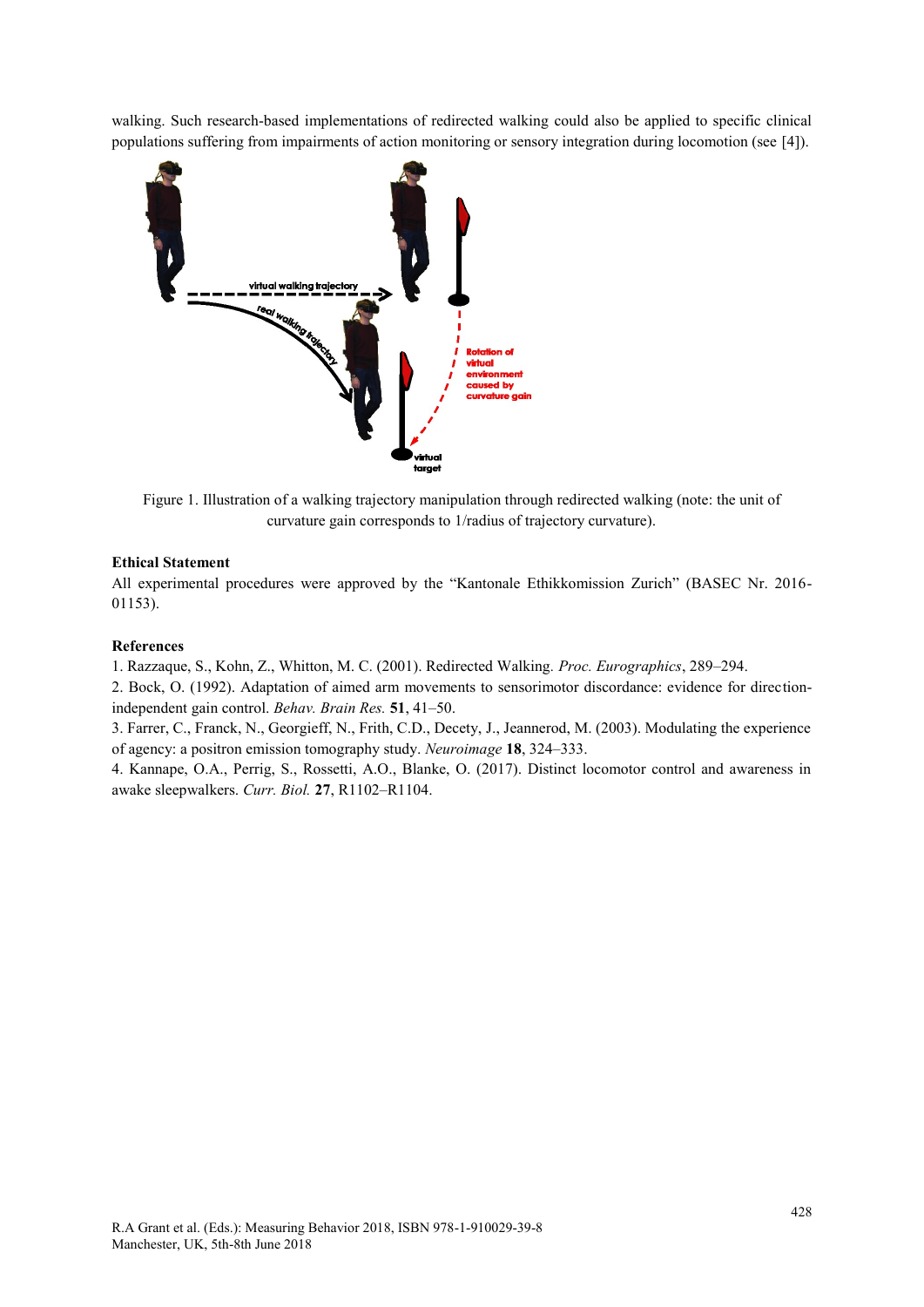walking. Such research-based implementations of redirected walking could also be applied to specific clinical populations suffering from impairments of action monitoring or sensory integration during locomotion (see [4]).

virtual walking trajectory

real walking trajectory

Rotation of virtual environment caused by curvature gain

virtual target

Figure 1. Illustration of a walking trajectory manipulation through redirected walking (note: the unit of curvature gain corresponds to 1/radius of trajectory curvature).

**Ethical Statement**

All experimental procedures were approved by the "Kantonale Ethikkomission Zurich" (BASEC Nr. 2016-01153).

**References**

1. Razzaque, S., Kohn, Z., Whitton, M. C. (2001). Redirected Walking. *Proc. Eurographics*, 289–294.
2. Bock, O. (1992). Adaptation of aimed arm movements to sensorimotor discordance: evidence for direction-independent gain control. *Behav. Brain Res.* **51**, 41–50.
3. Farrer, C., Franck, N., Georgieff, N., Frith, C.D., Decety, J., Jeannerod, M. (2003). Modulating the experience of agency: a positron emission tomography study. *Neuroimage* **18**, 324–333.
4. Kannape, O.A., Perrig, S., Rossetti, A.O., Blanke, O. (2017). Distinct locomotor control and awareness in awake sleepwalkers. *Curr. Biol.* **27**, R1102–R1104.